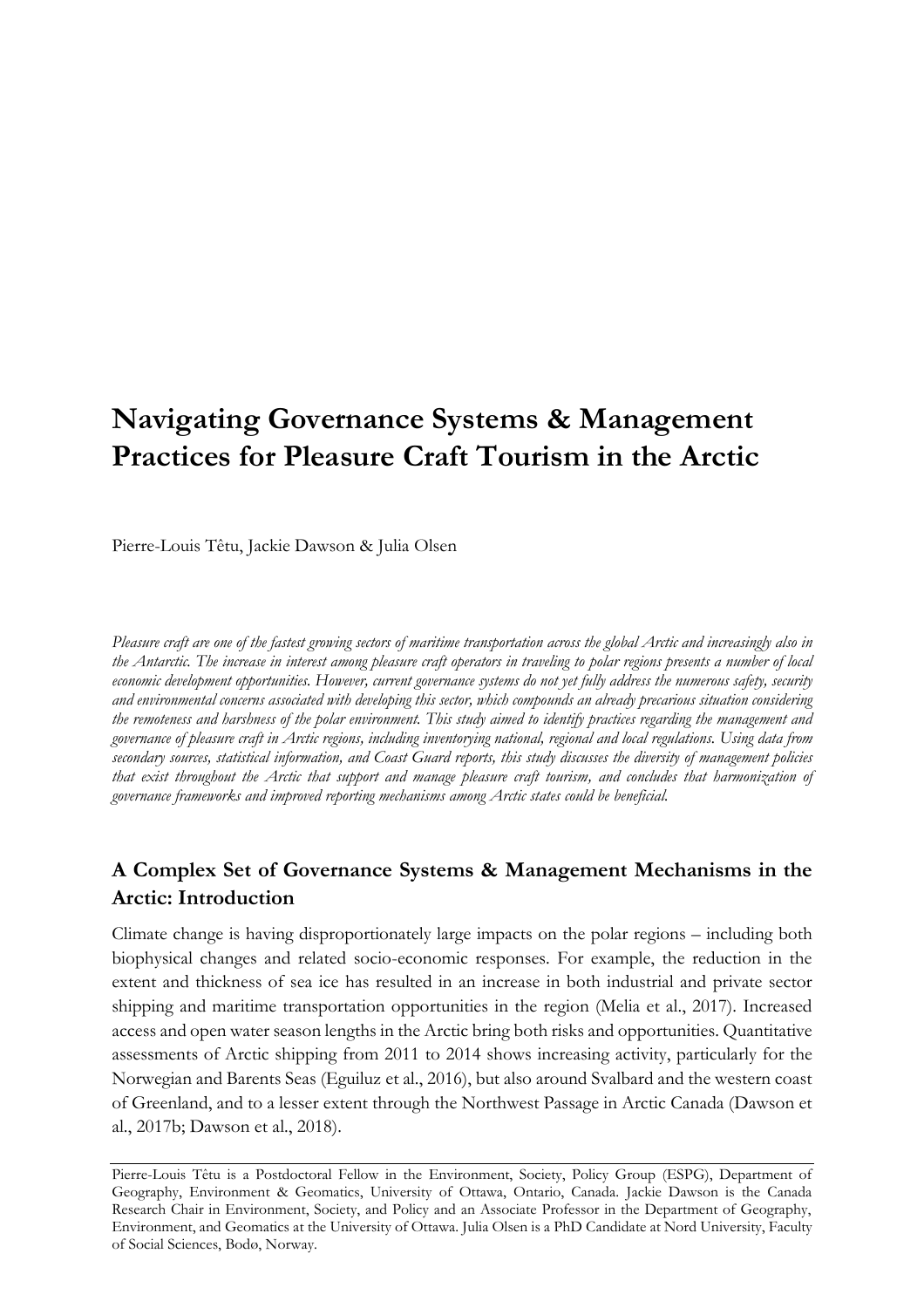# Navigating Governance Systems & Management Practices for Pleasure Craft Tourism in the Arctic

Pierre-Louis Têtu, Jackie Dawson & Julia Olsen

*Pleasure craft are one of the fastest growing sectors of maritime transportation across the global Arctic and increasingly also in the Antarctic. The increase in interest among pleasure craft operators in traveling to polar regions presents a number of local economic development opportunities. However, current governance systems do not yet fully address the numerous safety, security and environmental concerns associated with developing this sector, which compounds an already precarious situation considering the remoteness and harshness of the polar environment. This study aimed to identify practices regarding the management and governance of pleasure craft in Arctic regions, including inventorying national, regional and local regulations. Using data from secondary sources, statistical information, and Coast Guard reports, this study discusses the diversity of management policies that exist throughout the Arctic that support and manage pleasure craft tourism, and concludes that harmonization of governance frameworks and improved reporting mechanisms among Arctic states could be beneficial.*

## A Complex Set of Governance Systems & Management Mechanisms in the Arctic: Introduction

Climate change is having disproportionately large impacts on the polar regions – including both biophysical changes and related socio-economic responses. For example, the reduction in the extent and thickness of sea ice has resulted in an increase in both industrial and private sector shipping and maritime transportation opportunities in the region (Melia et al., 2017). Increased access and open water season lengths in the Arctic bring both risks and opportunities. Quantitative assessments of Arctic shipping from 2011 to 2014 shows increasing activity, particularly for the Norwegian and Barents Seas (Eguiluz et al., 2016), but also around Svalbard and the western coast of Greenland, and to a lesser extent through the Northwest Passage in Arctic Canada (Dawson et al., 2017b; Dawson et al., 2018).

Pierre-Louis Têtu is a Postdoctoral Fellow in the Environment, Society, Policy Group (ESPG), Department of Geography, Environment & Geomatics, University of Ottawa, Ontario, Canada. Jackie Dawson is the Canada Research Chair in Environment, Society, and Policy and an Associate Professor in the Department of Geography, Environment, and Geomatics at the University of Ottawa. Julia Olsen is a PhD Candidate at Nord University, Faculty of Social Sciences, Bodø, Norway.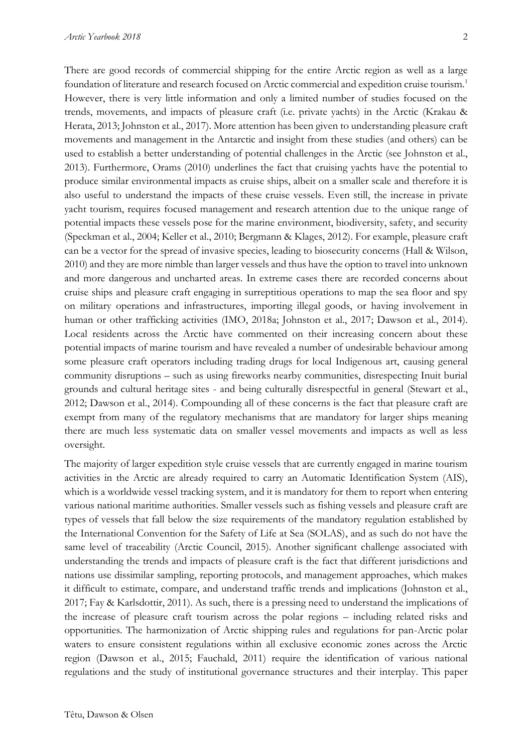There are good records of commercial shipping for the entire Arctic region as well as a large foundation of literature and research focused on Arctic commercial and expedition cruise tourism.[1] However, there is very little information and only a limited number of studies focused on the trends, movements, and impacts of pleasure craft (i.e. private yachts) in the Arctic (Krakau & Herata, 2013; Johnston et al., 2017). More attention has been given to understanding pleasure craft movements and management in the Antarctic and insight from these studies (and others) can be used to establish a better understanding of potential challenges in the Arctic (see Johnston et al., 2013). Furthermore, Orams (2010) underlines the fact that cruising yachts have the potential to produce similar environmental impacts as cruise ships, albeit on a smaller scale and therefore it is also useful to understand the impacts of these cruise vessels. Even still, the increase in private yacht tourism, requires focused management and research attention due to the unique range of potential impacts these vessels pose for the marine environment, biodiversity, safety, and security (Speckman et al., 2004; Keller et al., 2010; Bergmann & Klages, 2012). For example, pleasure craft can be a vector for the spread of invasive species, leading to biosecurity concerns (Hall & Wilson, 2010) and they are more nimble than larger vessels and thus have the option to travel into unknown and more dangerous and uncharted areas. In extreme cases there are recorded concerns about cruise ships and pleasure craft engaging in surreptitious operations to map the sea floor and spy on military operations and infrastructures, importing illegal goods, or having involvement in human or other trafficking activities (IMO, 2018a; Johnston et al., 2017; Dawson et al., 2014). Local residents across the Arctic have commented on their increasing concern about these potential impacts of marine tourism and have revealed a number of undesirable behaviour among some pleasure craft operators including trading drugs for local Indigenous art, causing general community disruptions – such as using fireworks nearby communities, disrespecting Inuit burial grounds and cultural heritage sites - and being culturally disrespectful in general (Stewart et al., 2012; Dawson et al., 2014). Compounding all of these concerns is the fact that pleasure craft are exempt from many of the regulatory mechanisms that are mandatory for larger ships meaning there are much less systematic data on smaller vessel movements and impacts as well as less oversight.

The majority of larger expedition style cruise vessels that are currently engaged in marine tourism activities in the Arctic are already required to carry an Automatic Identification System (AIS), which is a worldwide vessel tracking system, and it is mandatory for them to report when entering various national maritime authorities. Smaller vessels such as fishing vessels and pleasure craft are types of vessels that fall below the size requirements of the mandatory regulation established by the International Convention for the Safety of Life at Sea (SOLAS), and as such do not have the same level of traceability (Arctic Council, 2015). Another significant challenge associated with understanding the trends and impacts of pleasure craft is the fact that different jurisdictions and nations use dissimilar sampling, reporting protocols, and management approaches, which makes it difficult to estimate, compare, and understand traffic trends and implications (Johnston et al., 2017; Fay & Karlsdottir, 2011). As such, there is a pressing need to understand the implications of the increase of pleasure craft tourism across the polar regions – including related risks and opportunities. The harmonization of Arctic shipping rules and regulations for pan-Arctic polar waters to ensure consistent regulations within all exclusive economic zones across the Arctic region (Dawson et al., 2015; Fauchald, 2011) require the identification of various national regulations and the study of institutional governance structures and their interplay. This paper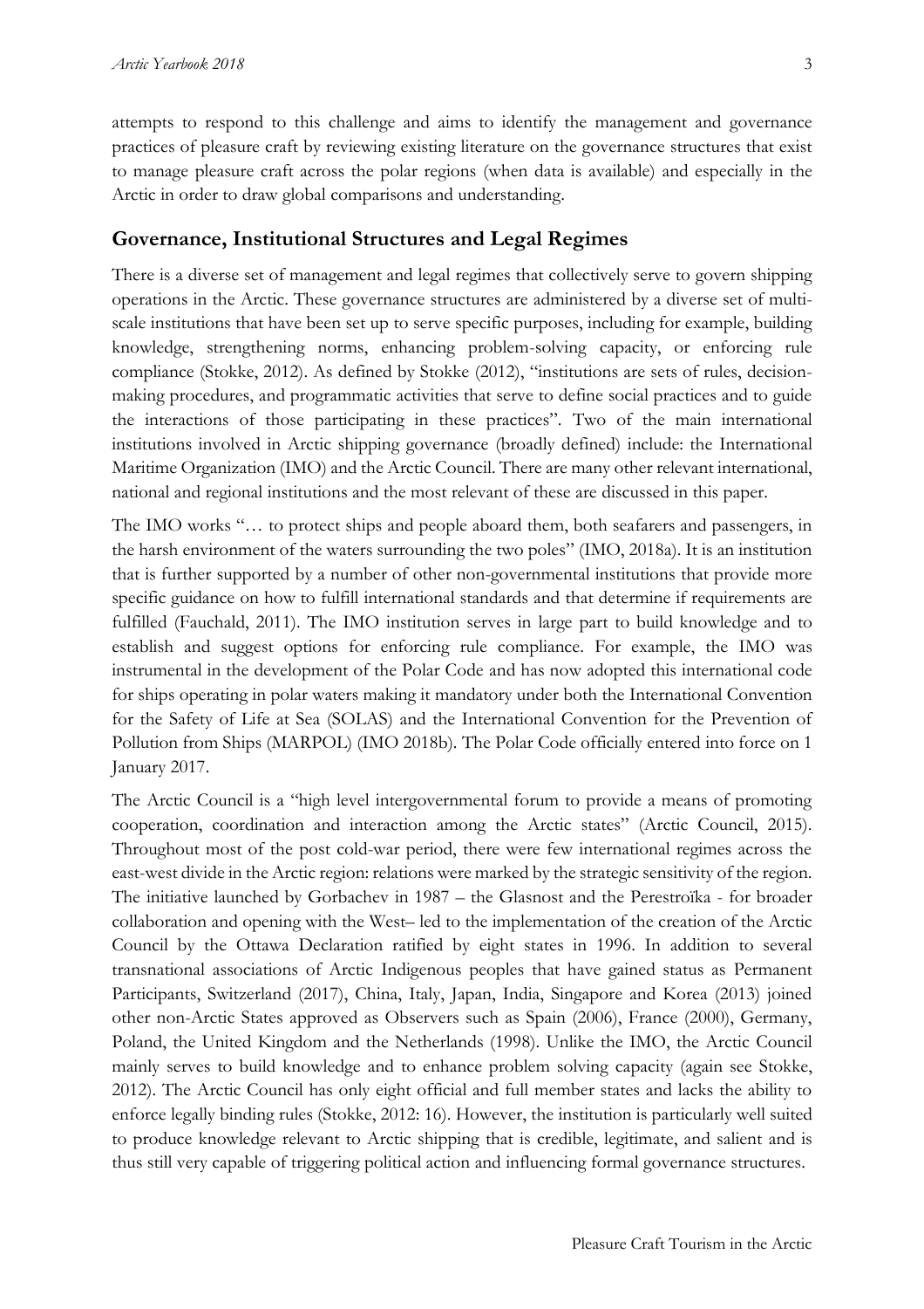attempts to respond to this challenge and aims to identify the management and governance practices of pleasure craft by reviewing existing literature on the governance structures that exist to manage pleasure craft across the polar regions (when data is available) and especially in the Arctic in order to draw global comparisons and understanding.

## Governance, Institutional Structures and Legal Regimes

There is a diverse set of management and legal regimes that collectively serve to govern shipping operations in the Arctic. These governance structures are administered by a diverse set of multi-scale institutions that have been set up to serve specific purposes, including for example, building knowledge, strengthening norms, enhancing problem-solving capacity, or enforcing rule compliance (Stokke, 2012). As defined by Stokke (2012), "institutions are sets of rules, decision-making procedures, and programmatic activities that serve to define social practices and to guide the interactions of those participating in these practices". Two of the main international institutions involved in Arctic shipping governance (broadly defined) include: the International Maritime Organization (IMO) and the Arctic Council. There are many other relevant international, national and regional institutions and the most relevant of these are discussed in this paper.

The IMO works "… to protect ships and people aboard them, both seafarers and passengers, in the harsh environment of the waters surrounding the two poles" (IMO, 2018a). It is an institution that is further supported by a number of other non-governmental institutions that provide more specific guidance on how to fulfill international standards and that determine if requirements are fulfilled (Fauchald, 2011). The IMO institution serves in large part to build knowledge and to establish and suggest options for enforcing rule compliance. For example, the IMO was instrumental in the development of the Polar Code and has now adopted this international code for ships operating in polar waters making it mandatory under both the International Convention for the Safety of Life at Sea (SOLAS) and the International Convention for the Prevention of Pollution from Ships (MARPOL) (IMO 2018b). The Polar Code officially entered into force on 1 January 2017.

The Arctic Council is a "high level intergovernmental forum to provide a means of promoting cooperation, coordination and interaction among the Arctic states" (Arctic Council, 2015). Throughout most of the post cold-war period, there were few international regimes across the east-west divide in the Arctic region: relations were marked by the strategic sensitivity of the region. The initiative launched by Gorbachev in 1987 – the Glasnost and the Perestroïka - for broader collaboration and opening with the West– led to the implementation of the creation of the Arctic Council by the Ottawa Declaration ratified by eight states in 1996. In addition to several transnational associations of Arctic Indigenous peoples that have gained status as Permanent Participants, Switzerland (2017), China, Italy, Japan, India, Singapore and Korea (2013) joined other non-Arctic States approved as Observers such as Spain (2006), France (2000), Germany, Poland, the United Kingdom and the Netherlands (1998). Unlike the IMO, the Arctic Council mainly serves to build knowledge and to enhance problem solving capacity (again see Stokke, 2012). The Arctic Council has only eight official and full member states and lacks the ability to enforce legally binding rules (Stokke, 2012: 16). However, the institution is particularly well suited to produce knowledge relevant to Arctic shipping that is credible, legitimate, and salient and is thus still very capable of triggering political action and influencing formal governance structures.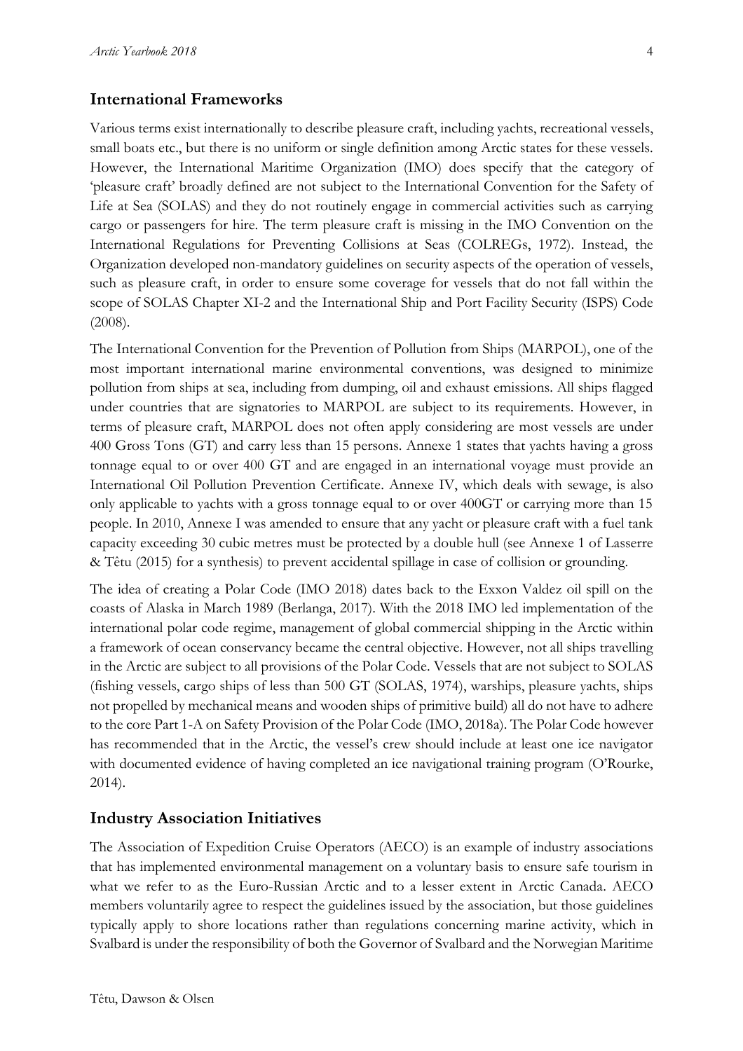## International Frameworks

Various terms exist internationally to describe pleasure craft, including yachts, recreational vessels, small boats etc., but there is no uniform or single definition among Arctic states for these vessels. However, the International Maritime Organization (IMO) does specify that the category of 'pleasure craft' broadly defined are not subject to the International Convention for the Safety of Life at Sea (SOLAS) and they do not routinely engage in commercial activities such as carrying cargo or passengers for hire. The term pleasure craft is missing in the IMO Convention on the International Regulations for Preventing Collisions at Seas (COLREGs, 1972). Instead, the Organization developed non-mandatory guidelines on security aspects of the operation of vessels, such as pleasure craft, in order to ensure some coverage for vessels that do not fall within the scope of SOLAS Chapter XI-2 and the International Ship and Port Facility Security (ISPS) Code (2008).

The International Convention for the Prevention of Pollution from Ships (MARPOL), one of the most important international marine environmental conventions, was designed to minimize pollution from ships at sea, including from dumping, oil and exhaust emissions. All ships flagged under countries that are signatories to MARPOL are subject to its requirements. However, in terms of pleasure craft, MARPOL does not often apply considering are most vessels are under 400 Gross Tons (GT) and carry less than 15 persons. Annexe 1 states that yachts having a gross tonnage equal to or over 400 GT and are engaged in an international voyage must provide an International Oil Pollution Prevention Certificate. Annexe IV, which deals with sewage, is also only applicable to yachts with a gross tonnage equal to or over 400GT or carrying more than 15 people. In 2010, Annexe I was amended to ensure that any yacht or pleasure craft with a fuel tank capacity exceeding 30 cubic metres must be protected by a double hull (see Annexe 1 of Lasserre & Têtu (2015) for a synthesis) to prevent accidental spillage in case of collision or grounding.

The idea of creating a Polar Code (IMO 2018) dates back to the Exxon Valdez oil spill on the coasts of Alaska in March 1989 (Berlanga, 2017). With the 2018 IMO led implementation of the international polar code regime, management of global commercial shipping in the Arctic within a framework of ocean conservancy became the central objective. However, not all ships travelling in the Arctic are subject to all provisions of the Polar Code. Vessels that are not subject to SOLAS (fishing vessels, cargo ships of less than 500 GT (SOLAS, 1974), warships, pleasure yachts, ships not propelled by mechanical means and wooden ships of primitive build) all do not have to adhere to the core Part 1-A on Safety Provision of the Polar Code (IMO, 2018a). The Polar Code however has recommended that in the Arctic, the vessel's crew should include at least one ice navigator with documented evidence of having completed an ice navigational training program (O'Rourke, 2014).

## Industry Association Initiatives

The Association of Expedition Cruise Operators (AECO) is an example of industry associations that has implemented environmental management on a voluntary basis to ensure safe tourism in what we refer to as the Euro-Russian Arctic and to a lesser extent in Arctic Canada. AECO members voluntarily agree to respect the guidelines issued by the association, but those guidelines typically apply to shore locations rather than regulations concerning marine activity, which in Svalbard is under the responsibility of both the Governor of Svalbard and the Norwegian Maritime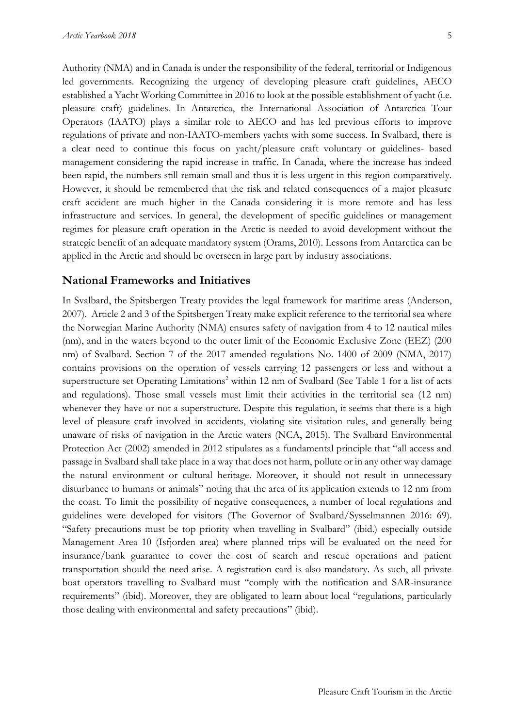Authority (NMA) and in Canada is under the responsibility of the federal, territorial or Indigenous led governments. Recognizing the urgency of developing pleasure craft guidelines, AECO established a Yacht Working Committee in 2016 to look at the possible establishment of yacht (i.e. pleasure craft) guidelines. In Antarctica, the International Association of Antarctica Tour Operators (IAATO) plays a similar role to AECO and has led previous efforts to improve regulations of private and non-IAATO-members yachts with some success. In Svalbard, there is a clear need to continue this focus on yacht/pleasure craft voluntary or guidelines- based management considering the rapid increase in traffic. In Canada, where the increase has indeed been rapid, the numbers still remain small and thus it is less urgent in this region comparatively. However, it should be remembered that the risk and related consequences of a major pleasure craft accident are much higher in the Canada considering it is more remote and has less infrastructure and services. In general, the development of specific guidelines or management regimes for pleasure craft operation in the Arctic is needed to avoid development without the strategic benefit of an adequate mandatory system (Orams, 2010). Lessons from Antarctica can be applied in the Arctic and should be overseen in large part by industry associations.

## National Frameworks and Initiatives

In Svalbard, the Spitsbergen Treaty provides the legal framework for maritime areas (Anderson, 2007). Article 2 and 3 of the Spitsbergen Treaty make explicit reference to the territorial sea where the Norwegian Marine Authority (NMA) ensures safety of navigation from 4 to 12 nautical miles (nm), and in the waters beyond to the outer limit of the Economic Exclusive Zone (EEZ) (200 nm) of Svalbard. Section 7 of the 2017 amended regulations No. 1400 of 2009 (NMA, 2017) contains provisions on the operation of vessels carrying 12 passengers or less and without a superstructure set Operating Limitations[2] within 12 nm of Svalbard (See Table 1 for a list of acts and regulations). Those small vessels must limit their activities in the territorial sea (12 nm) whenever they have or not a superstructure. Despite this regulation, it seems that there is a high level of pleasure craft involved in accidents, violating site visitation rules, and generally being unaware of risks of navigation in the Arctic waters (NCA, 2015). The Svalbard Environmental Protection Act (2002) amended in 2012 stipulates as a fundamental principle that "all access and passage in Svalbard shall take place in a way that does not harm, pollute or in any other way damage the natural environment or cultural heritage. Moreover, it should not result in unnecessary disturbance to humans or animals" noting that the area of its application extends to 12 nm from the coast. To limit the possibility of negative consequences, a number of local regulations and guidelines were developed for visitors (The Governor of Svalbard/Sysselmannen 2016: 69). "Safety precautions must be top priority when travelling in Svalbard" (ibid.) especially outside Management Area 10 (Isfjorden area) where planned trips will be evaluated on the need for insurance/bank guarantee to cover the cost of search and rescue operations and patient transportation should the need arise. A registration card is also mandatory. As such, all private boat operators travelling to Svalbard must "comply with the notification and SAR-insurance requirements" (ibid). Moreover, they are obligated to learn about local "regulations, particularly those dealing with environmental and safety precautions" (ibid).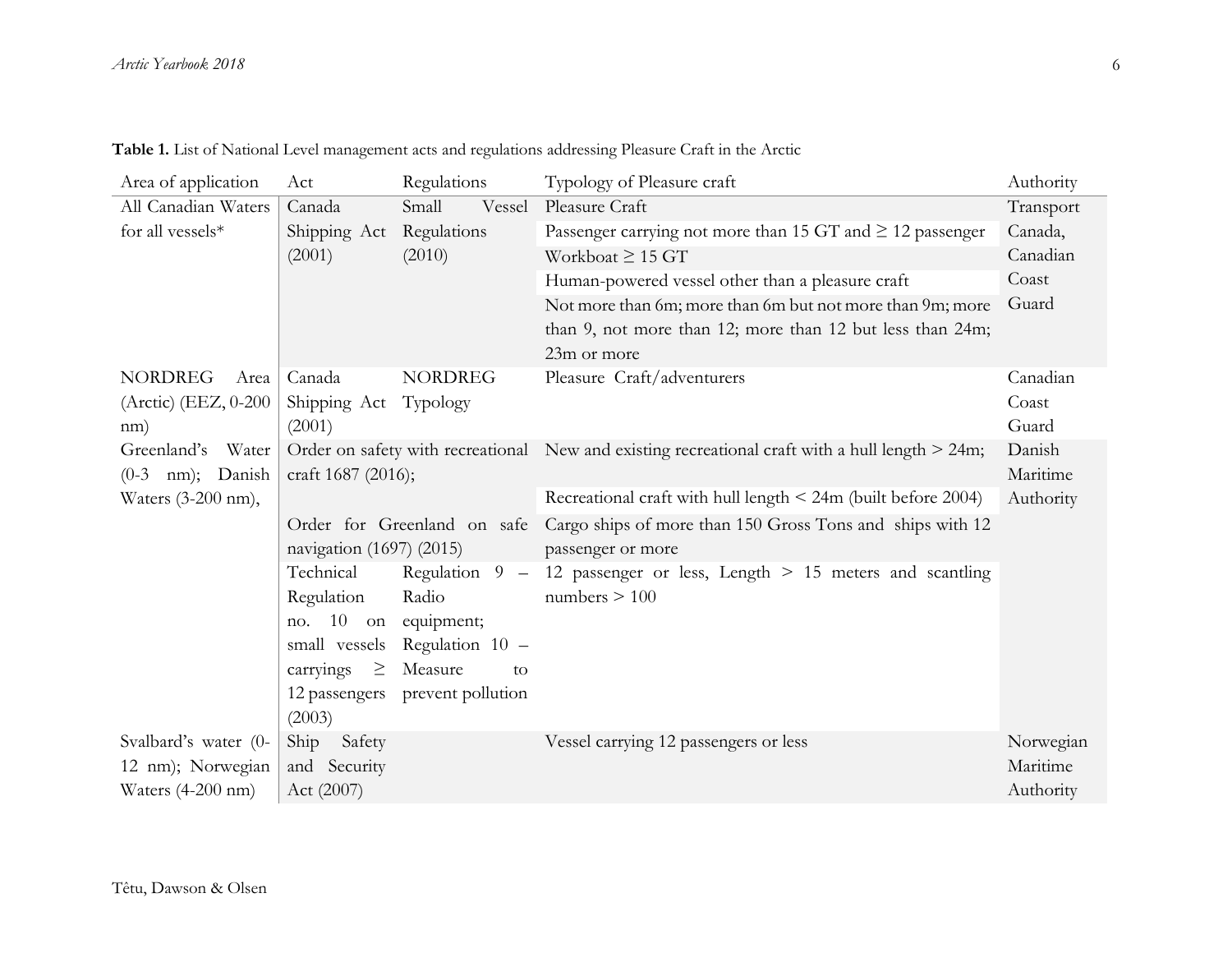**Table 1.** List of National Level management acts and regulations addressing Pleasure Craft in the Arctic

| Area of application | Act | Regulations | Typology of Pleasure craft | Authority |
|---|---|---|---|---|
| All Canadian Waters for all vessels* | Canada Shipping Act (2001) | Small Vessel Regulations (2010) | Pleasure Craft | Transport Canada, Canadian Coast Guard |
| | | | Passenger carrying not more than 15 GT and ≥ 12 passenger | |
| | | | Workboat ≥ 15 GT | |
| | | | Human-powered vessel other than a pleasure craft | |
| | | | Not more than 6m; more than 6m but not more than 9m; more than 9, not more than 12; more than 12 but less than 24m; 23m or more | |
| NORDREG Area (Arctic) (EEZ, 0-200 nm) | Canada Shipping Act (2001) | NORDREG Typology | Pleasure Craft/adventurers | Canadian Coast Guard |
| Greenland's Water (0-3 nm); Danish Waters (3-200 nm), | Order on safety with recreational craft 1687 (2016); | | New and existing recreational craft with a hull length > 24m; | Danish Maritime Authority |
| | | | Recreational craft with hull length < 24m (built before 2004) | |
| | Order for Greenland on safe navigation (1697) (2015) | | Cargo ships of more than 150 Gross Tons and ships with 12 passenger or more | |
| | Technical Regulation no. 10 on small vessels carryings ≥ 12 passengers (2003) | Regulation 9 – Radio equipment; Regulation 10 – Measure to prevent pollution | 12 passenger or less, Length > 15 meters and scantling numbers > 100 | |
| Svalbard's water (0-12 nm); Norwegian Waters (4-200 nm) | Ship Safety and Security Act (2007) | | Vessel carrying 12 passengers or less | Norwegian Maritime Authority |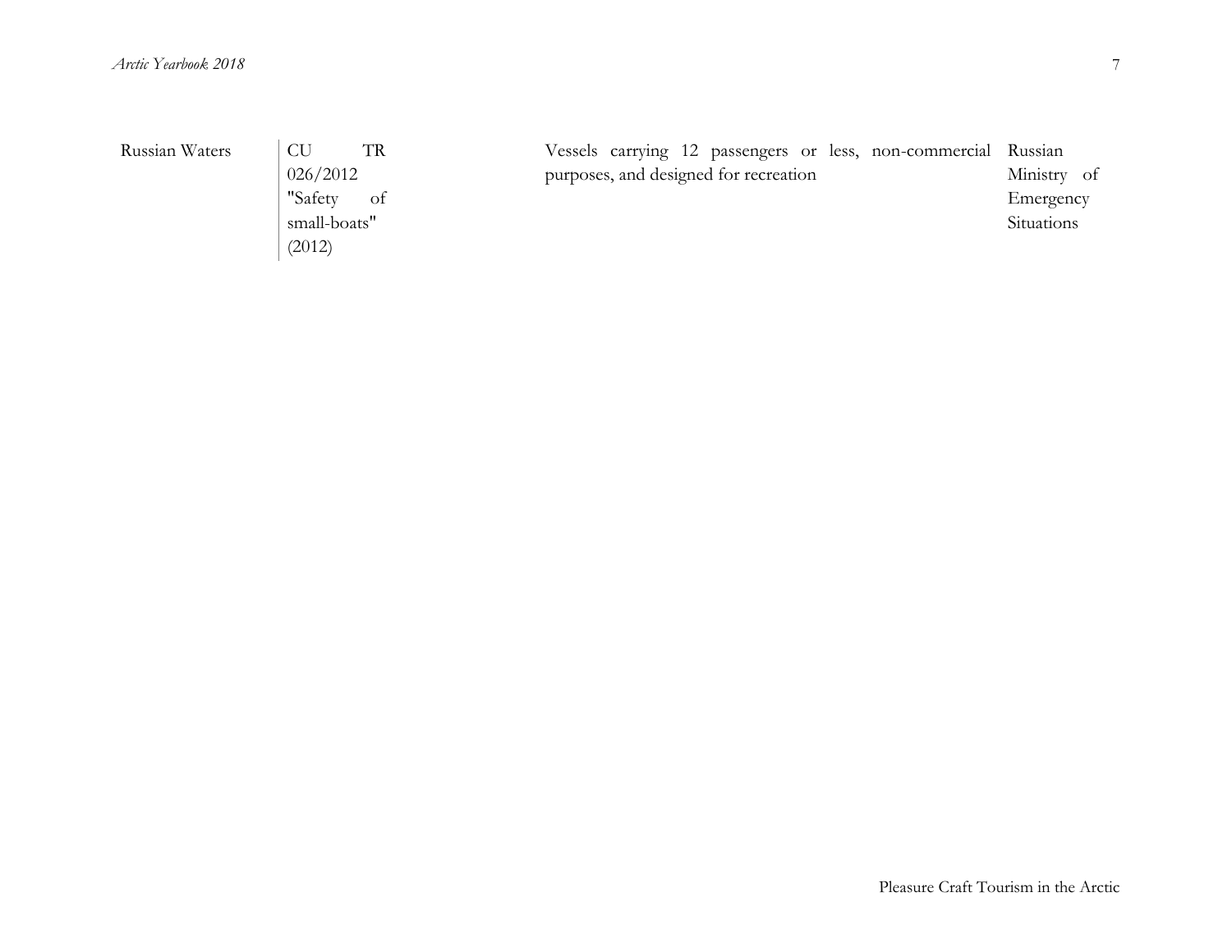| | | | |
|---|---|---|---|
| Russian Waters | CU TR 026/2012 "Safety of small-boats" (2012) | Vessels carrying 12 passengers or less, non-commercial purposes, and designed for recreation | Russian Ministry of Emergency Situations |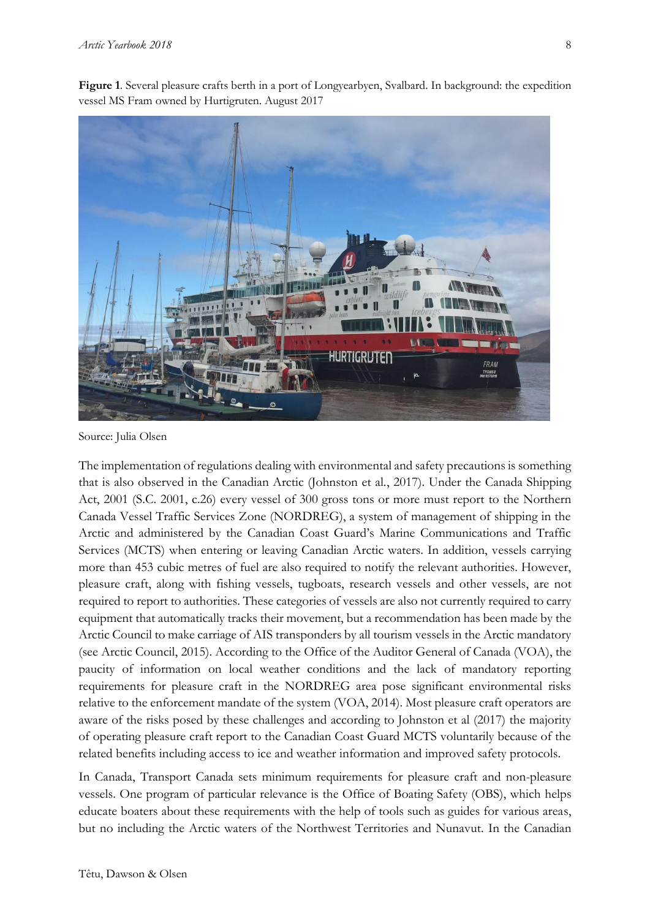**Figure 1**. Several pleasure crafts berth in a port of Longyearbyen, Svalbard. In background: the expedition vessel MS Fram owned by Hurtigruten. August 2017

Source: Julia Olsen

The implementation of regulations dealing with environmental and safety precautions is something that is also observed in the Canadian Arctic (Johnston et al., 2017). Under the Canada Shipping Act, 2001 (S.C. 2001, c.26) every vessel of 300 gross tons or more must report to the Northern Canada Vessel Traffic Services Zone (NORDREG), a system of management of shipping in the Arctic and administered by the Canadian Coast Guard's Marine Communications and Traffic Services (MCTS) when entering or leaving Canadian Arctic waters. In addition, vessels carrying more than 453 cubic metres of fuel are also required to notify the relevant authorities. However, pleasure craft, along with fishing vessels, tugboats, research vessels and other vessels, are not required to report to authorities. These categories of vessels are also not currently required to carry equipment that automatically tracks their movement, but a recommendation has been made by the Arctic Council to make carriage of AIS transponders by all tourism vessels in the Arctic mandatory (see Arctic Council, 2015). According to the Office of the Auditor General of Canada (VOA), the paucity of information on local weather conditions and the lack of mandatory reporting requirements for pleasure craft in the NORDREG area pose significant environmental risks relative to the enforcement mandate of the system (VOA, 2014). Most pleasure craft operators are aware of the risks posed by these challenges and according to Johnston et al (2017) the majority of operating pleasure craft report to the Canadian Coast Guard MCTS voluntarily because of the related benefits including access to ice and weather information and improved safety protocols.

In Canada, Transport Canada sets minimum requirements for pleasure craft and non-pleasure vessels. One program of particular relevance is the Office of Boating Safety (OBS), which helps educate boaters about these requirements with the help of tools such as guides for various areas, but no including the Arctic waters of the Northwest Territories and Nunavut. In the Canadian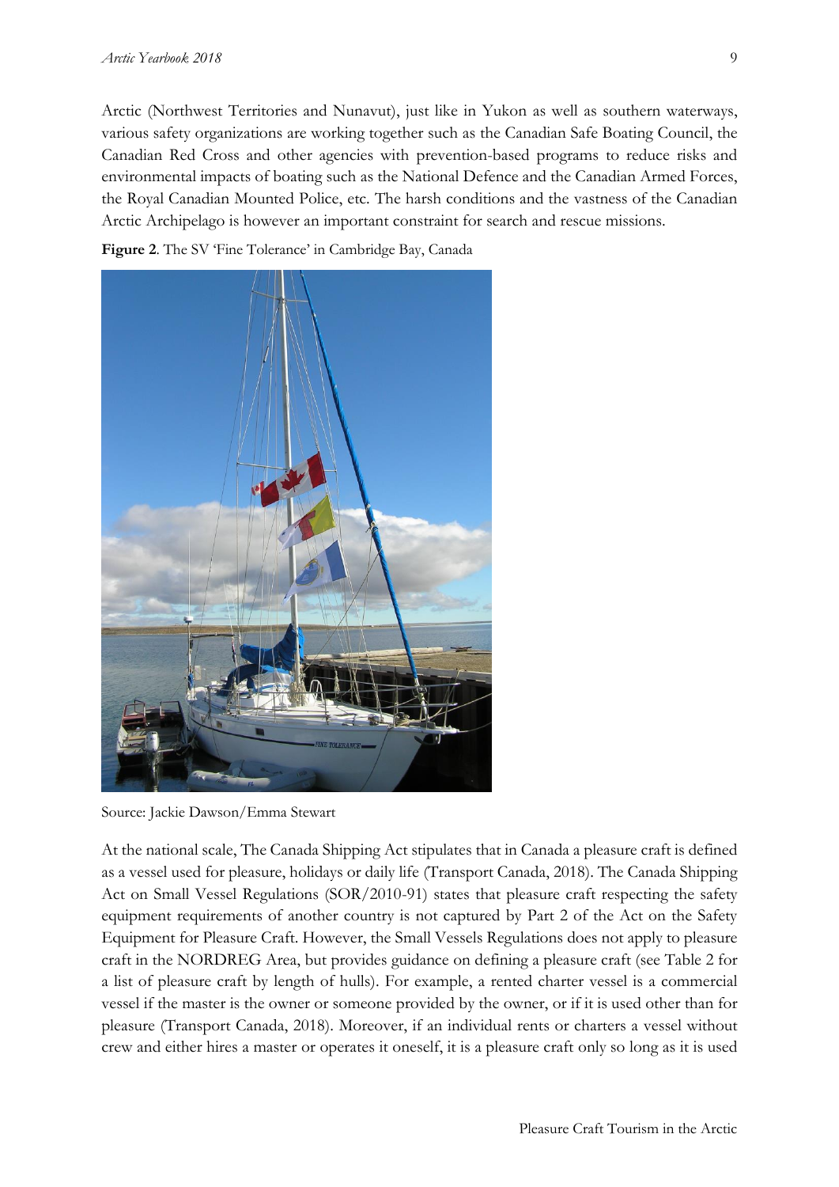Arctic (Northwest Territories and Nunavut), just like in Yukon as well as southern waterways, various safety organizations are working together such as the Canadian Safe Boating Council, the Canadian Red Cross and other agencies with prevention-based programs to reduce risks and environmental impacts of boating such as the National Defence and the Canadian Armed Forces, the Royal Canadian Mounted Police, etc. The harsh conditions and the vastness of the Canadian Arctic Archipelago is however an important constraint for search and rescue missions.

**Figure 2**. The SV 'Fine Tolerance' in Cambridge Bay, Canada

Source: Jackie Dawson/Emma Stewart

At the national scale, The Canada Shipping Act stipulates that in Canada a pleasure craft is defined as a vessel used for pleasure, holidays or daily life (Transport Canada, 2018). The Canada Shipping Act on Small Vessel Regulations (SOR/2010-91) states that pleasure craft respecting the safety equipment requirements of another country is not captured by Part 2 of the Act on the Safety Equipment for Pleasure Craft. However, the Small Vessels Regulations does not apply to pleasure craft in the NORDREG Area, but provides guidance on defining a pleasure craft (see Table 2 for a list of pleasure craft by length of hulls). For example, a rented charter vessel is a commercial vessel if the master is the owner or someone provided by the owner, or if it is used other than for pleasure (Transport Canada, 2018). Moreover, if an individual rents or charters a vessel without crew and either hires a master or operates it oneself, it is a pleasure craft only so long as it is used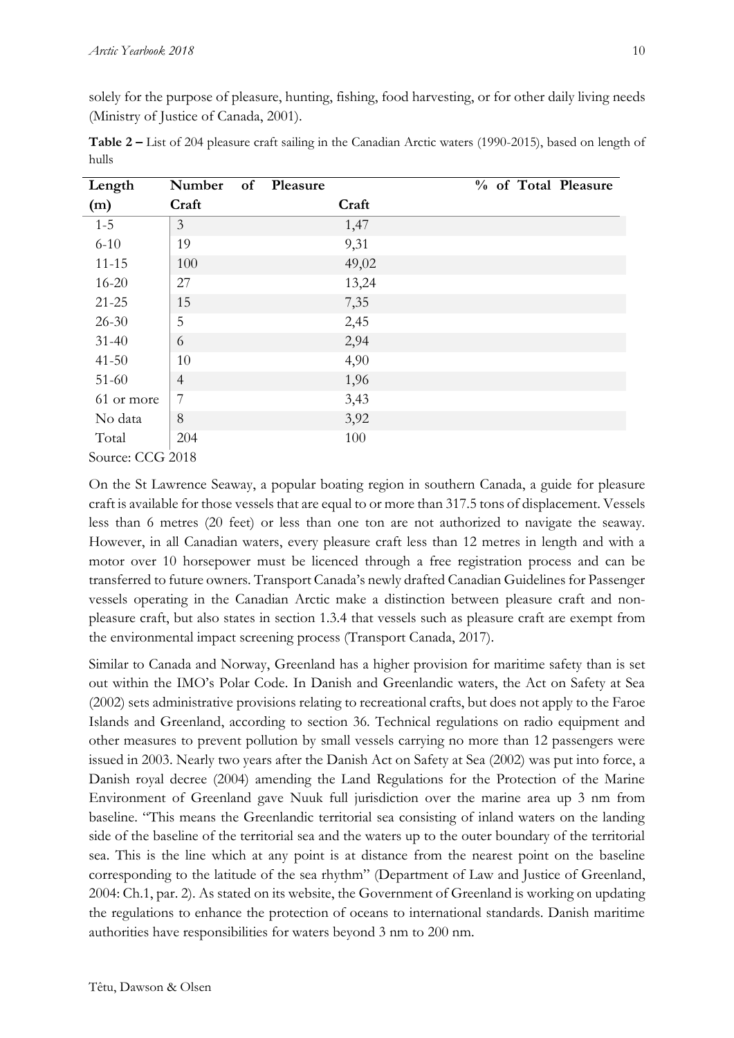solely for the purpose of pleasure, hunting, fishing, food harvesting, or for other daily living needs (Ministry of Justice of Canada, 2001).

**Table 2 –** List of 204 pleasure craft sailing in the Canadian Arctic waters (1990-2015), based on length of hulls

| Length (m) | Number of Pleasure Craft | % of Total Pleasure Craft |
|---|---|---|
| 1-5 | 3 | 1,47 |
| 6-10 | 19 | 9,31 |
| 11-15 | 100 | 49,02 |
| 16-20 | 27 | 13,24 |
| 21-25 | 15 | 7,35 |
| 26-30 | 5 | 2,45 |
| 31-40 | 6 | 2,94 |
| 41-50 | 10 | 4,90 |
| 51-60 | 4 | 1,96 |
| 61 or more | 7 | 3,43 |
| No data | 8 | 3,92 |
| Total | 204 | 100 |

Source: CCG 2018

On the St Lawrence Seaway, a popular boating region in southern Canada, a guide for pleasure craft is available for those vessels that are equal to or more than 317.5 tons of displacement. Vessels less than 6 metres (20 feet) or less than one ton are not authorized to navigate the seaway. However, in all Canadian waters, every pleasure craft less than 12 metres in length and with a motor over 10 horsepower must be licenced through a free registration process and can be transferred to future owners. Transport Canada's newly drafted Canadian Guidelines for Passenger vessels operating in the Canadian Arctic make a distinction between pleasure craft and non-pleasure craft, but also states in section 1.3.4 that vessels such as pleasure craft are exempt from the environmental impact screening process (Transport Canada, 2017).

Similar to Canada and Norway, Greenland has a higher provision for maritime safety than is set out within the IMO's Polar Code. In Danish and Greenlandic waters, the Act on Safety at Sea (2002) sets administrative provisions relating to recreational crafts, but does not apply to the Faroe Islands and Greenland, according to section 36. Technical regulations on radio equipment and other measures to prevent pollution by small vessels carrying no more than 12 passengers were issued in 2003. Nearly two years after the Danish Act on Safety at Sea (2002) was put into force, a Danish royal decree (2004) amending the Land Regulations for the Protection of the Marine Environment of Greenland gave Nuuk full jurisdiction over the marine area up 3 nm from baseline. "This means the Greenlandic territorial sea consisting of inland waters on the landing side of the baseline of the territorial sea and the waters up to the outer boundary of the territorial sea. This is the line which at any point is at distance from the nearest point on the baseline corresponding to the latitude of the sea rhythm" (Department of Law and Justice of Greenland, 2004: Ch.1, par. 2). As stated on its website, the Government of Greenland is working on updating the regulations to enhance the protection of oceans to international standards. Danish maritime authorities have responsibilities for waters beyond 3 nm to 200 nm.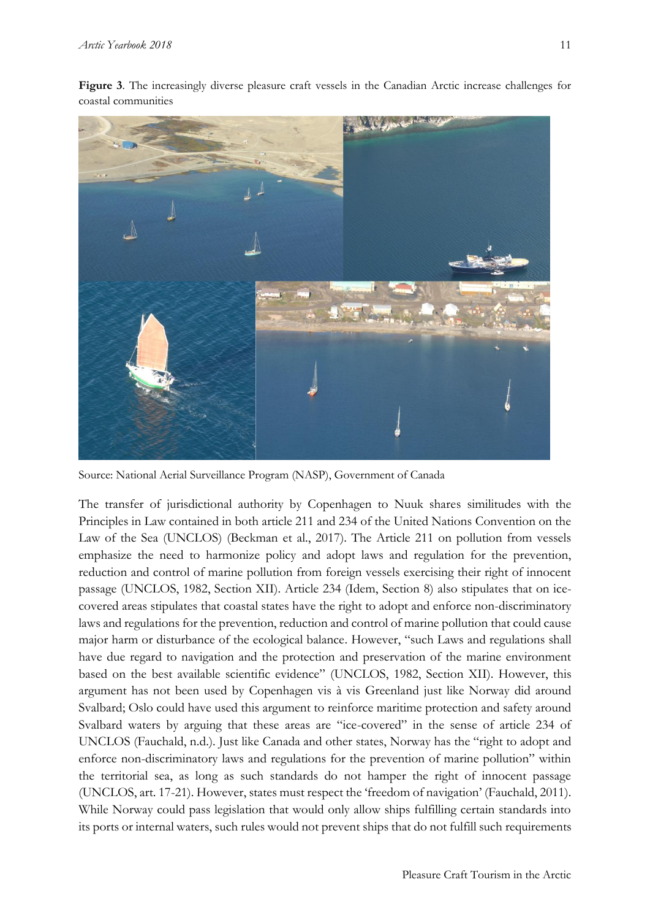**Figure 3**. The increasingly diverse pleasure craft vessels in the Canadian Arctic increase challenges for coastal communities

Source: National Aerial Surveillance Program (NASP), Government of Canada

The transfer of jurisdictional authority by Copenhagen to Nuuk shares similitudes with the Principles in Law contained in both article 211 and 234 of the United Nations Convention on the Law of the Sea (UNCLOS) (Beckman et al., 2017). The Article 211 on pollution from vessels emphasize the need to harmonize policy and adopt laws and regulation for the prevention, reduction and control of marine pollution from foreign vessels exercising their right of innocent passage (UNCLOS, 1982, Section XII). Article 234 (Idem, Section 8) also stipulates that on ice-covered areas stipulates that coastal states have the right to adopt and enforce non-discriminatory laws and regulations for the prevention, reduction and control of marine pollution that could cause major harm or disturbance of the ecological balance. However, "such Laws and regulations shall have due regard to navigation and the protection and preservation of the marine environment based on the best available scientific evidence" (UNCLOS, 1982, Section XII). However, this argument has not been used by Copenhagen vis à vis Greenland just like Norway did around Svalbard; Oslo could have used this argument to reinforce maritime protection and safety around Svalbard waters by arguing that these areas are "ice-covered" in the sense of article 234 of UNCLOS (Fauchald, n.d.). Just like Canada and other states, Norway has the "right to adopt and enforce non-discriminatory laws and regulations for the prevention of marine pollution" within the territorial sea, as long as such standards do not hamper the right of innocent passage (UNCLOS, art. 17-21). However, states must respect the 'freedom of navigation' (Fauchald, 2011). While Norway could pass legislation that would only allow ships fulfilling certain standards into its ports or internal waters, such rules would not prevent ships that do not fulfill such requirements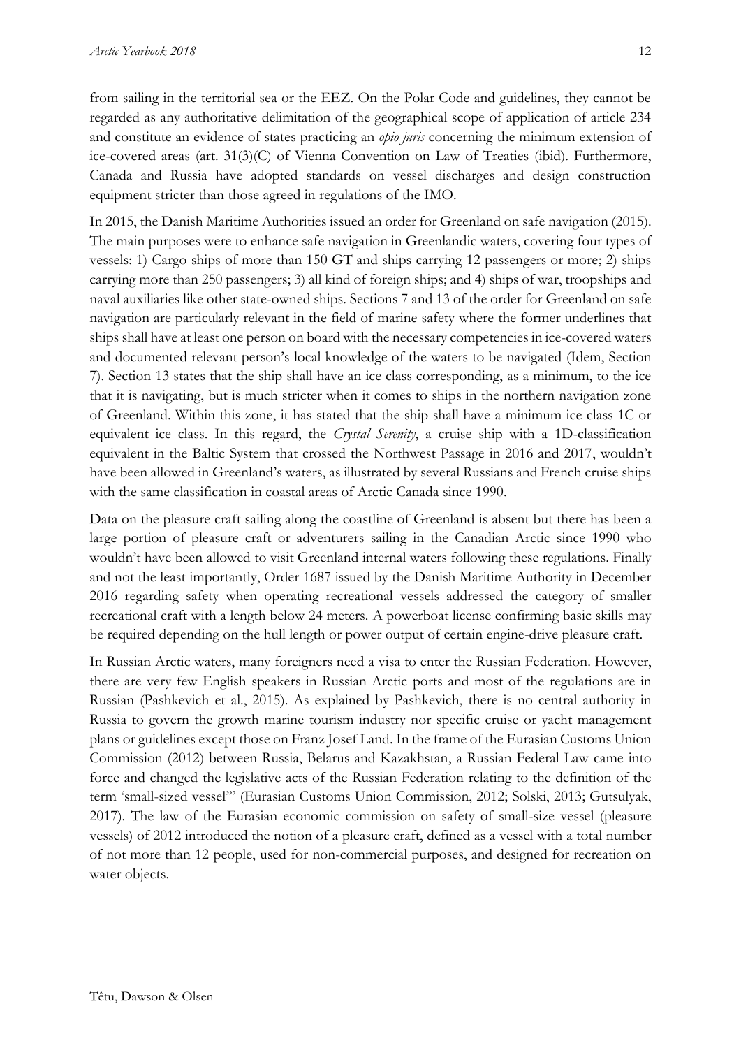from sailing in the territorial sea or the EEZ. On the Polar Code and guidelines, they cannot be regarded as any authoritative delimitation of the geographical scope of application of article 234 and constitute an evidence of states practicing an *opio juris* concerning the minimum extension of ice-covered areas (art. 31(3)(C) of Vienna Convention on Law of Treaties (ibid). Furthermore, Canada and Russia have adopted standards on vessel discharges and design construction equipment stricter than those agreed in regulations of the IMO.

In 2015, the Danish Maritime Authorities issued an order for Greenland on safe navigation (2015). The main purposes were to enhance safe navigation in Greenlandic waters, covering four types of vessels: 1) Cargo ships of more than 150 GT and ships carrying 12 passengers or more; 2) ships carrying more than 250 passengers; 3) all kind of foreign ships; and 4) ships of war, troopships and naval auxiliaries like other state-owned ships. Sections 7 and 13 of the order for Greenland on safe navigation are particularly relevant in the field of marine safety where the former underlines that ships shall have at least one person on board with the necessary competencies in ice-covered waters and documented relevant person's local knowledge of the waters to be navigated (Idem, Section 7). Section 13 states that the ship shall have an ice class corresponding, as a minimum, to the ice that it is navigating, but is much stricter when it comes to ships in the northern navigation zone of Greenland. Within this zone, it has stated that the ship shall have a minimum ice class 1C or equivalent ice class. In this regard, the *Crystal Serenity*, a cruise ship with a 1D-classification equivalent in the Baltic System that crossed the Northwest Passage in 2016 and 2017, wouldn't have been allowed in Greenland's waters, as illustrated by several Russians and French cruise ships with the same classification in coastal areas of Arctic Canada since 1990.

Data on the pleasure craft sailing along the coastline of Greenland is absent but there has been a large portion of pleasure craft or adventurers sailing in the Canadian Arctic since 1990 who wouldn't have been allowed to visit Greenland internal waters following these regulations. Finally and not the least importantly, Order 1687 issued by the Danish Maritime Authority in December 2016 regarding safety when operating recreational vessels addressed the category of smaller recreational craft with a length below 24 meters. A powerboat license confirming basic skills may be required depending on the hull length or power output of certain engine-drive pleasure craft.

In Russian Arctic waters, many foreigners need a visa to enter the Russian Federation. However, there are very few English speakers in Russian Arctic ports and most of the regulations are in Russian (Pashkevich et al., 2015). As explained by Pashkevich, there is no central authority in Russia to govern the growth marine tourism industry nor specific cruise or yacht management plans or guidelines except those on Franz Josef Land. In the frame of the Eurasian Customs Union Commission (2012) between Russia, Belarus and Kazakhstan, a Russian Federal Law came into force and changed the legislative acts of the Russian Federation relating to the definition of the term 'small-sized vessel'" (Eurasian Customs Union Commission, 2012; Solski, 2013; Gutsulyak, 2017). The law of the Eurasian economic commission on safety of small-size vessel (pleasure vessels) of 2012 introduced the notion of a pleasure craft, defined as a vessel with a total number of not more than 12 people, used for non-commercial purposes, and designed for recreation on water objects.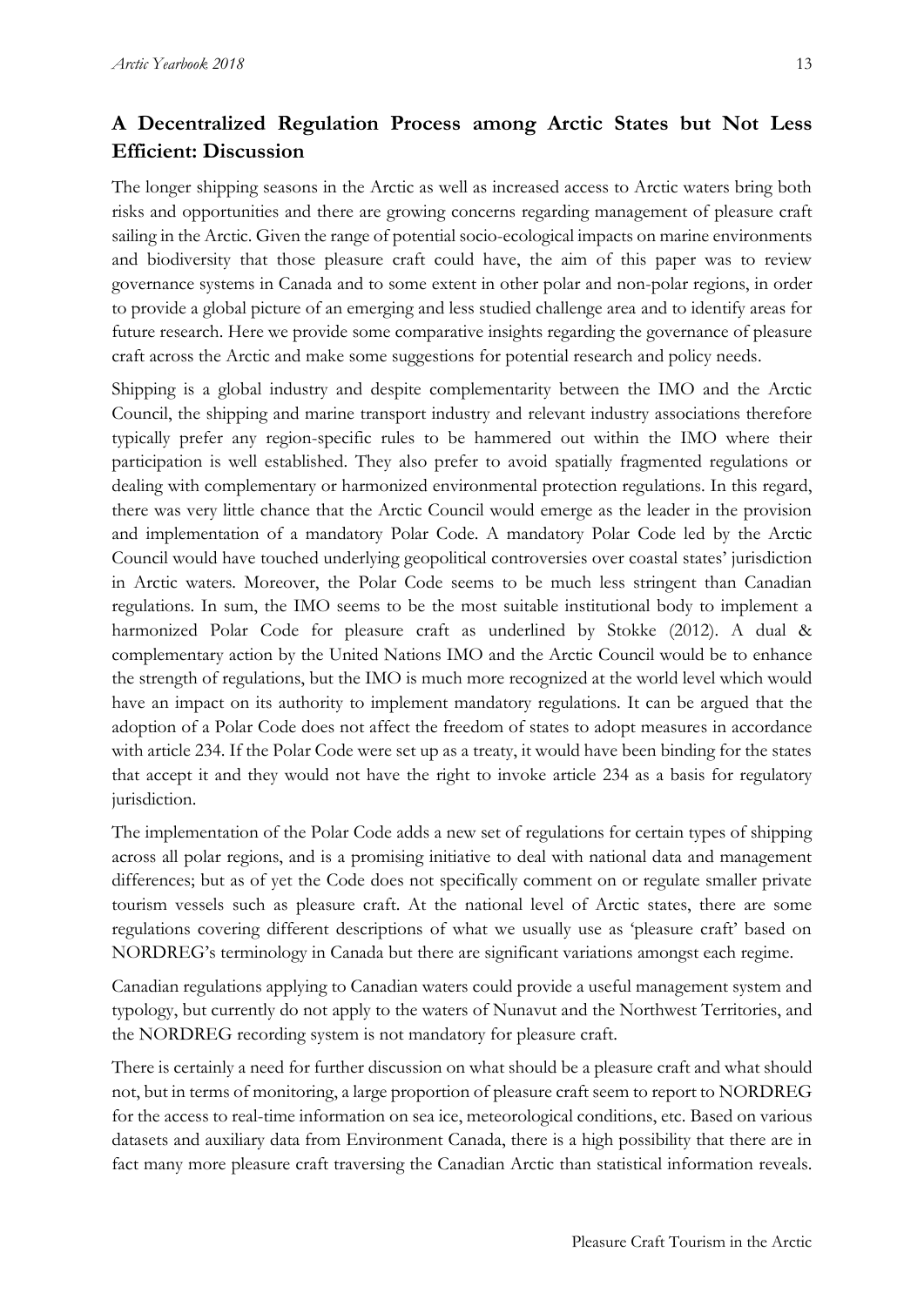## A Decentralized Regulation Process among Arctic States but Not Less Efficient: Discussion

The longer shipping seasons in the Arctic as well as increased access to Arctic waters bring both risks and opportunities and there are growing concerns regarding management of pleasure craft sailing in the Arctic. Given the range of potential socio-ecological impacts on marine environments and biodiversity that those pleasure craft could have, the aim of this paper was to review governance systems in Canada and to some extent in other polar and non-polar regions, in order to provide a global picture of an emerging and less studied challenge area and to identify areas for future research. Here we provide some comparative insights regarding the governance of pleasure craft across the Arctic and make some suggestions for potential research and policy needs.

Shipping is a global industry and despite complementarity between the IMO and the Arctic Council, the shipping and marine transport industry and relevant industry associations therefore typically prefer any region-specific rules to be hammered out within the IMO where their participation is well established. They also prefer to avoid spatially fragmented regulations or dealing with complementary or harmonized environmental protection regulations. In this regard, there was very little chance that the Arctic Council would emerge as the leader in the provision and implementation of a mandatory Polar Code. A mandatory Polar Code led by the Arctic Council would have touched underlying geopolitical controversies over coastal states' jurisdiction in Arctic waters. Moreover, the Polar Code seems to be much less stringent than Canadian regulations. In sum, the IMO seems to be the most suitable institutional body to implement a harmonized Polar Code for pleasure craft as underlined by Stokke (2012). A dual & complementary action by the United Nations IMO and the Arctic Council would be to enhance the strength of regulations, but the IMO is much more recognized at the world level which would have an impact on its authority to implement mandatory regulations. It can be argued that the adoption of a Polar Code does not affect the freedom of states to adopt measures in accordance with article 234. If the Polar Code were set up as a treaty, it would have been binding for the states that accept it and they would not have the right to invoke article 234 as a basis for regulatory jurisdiction.

The implementation of the Polar Code adds a new set of regulations for certain types of shipping across all polar regions, and is a promising initiative to deal with national data and management differences; but as of yet the Code does not specifically comment on or regulate smaller private tourism vessels such as pleasure craft. At the national level of Arctic states, there are some regulations covering different descriptions of what we usually use as 'pleasure craft' based on NORDREG's terminology in Canada but there are significant variations amongst each regime.

Canadian regulations applying to Canadian waters could provide a useful management system and typology, but currently do not apply to the waters of Nunavut and the Northwest Territories, and the NORDREG recording system is not mandatory for pleasure craft.

There is certainly a need for further discussion on what should be a pleasure craft and what should not, but in terms of monitoring, a large proportion of pleasure craft seem to report to NORDREG for the access to real-time information on sea ice, meteorological conditions, etc. Based on various datasets and auxiliary data from Environment Canada, there is a high possibility that there are in fact many more pleasure craft traversing the Canadian Arctic than statistical information reveals.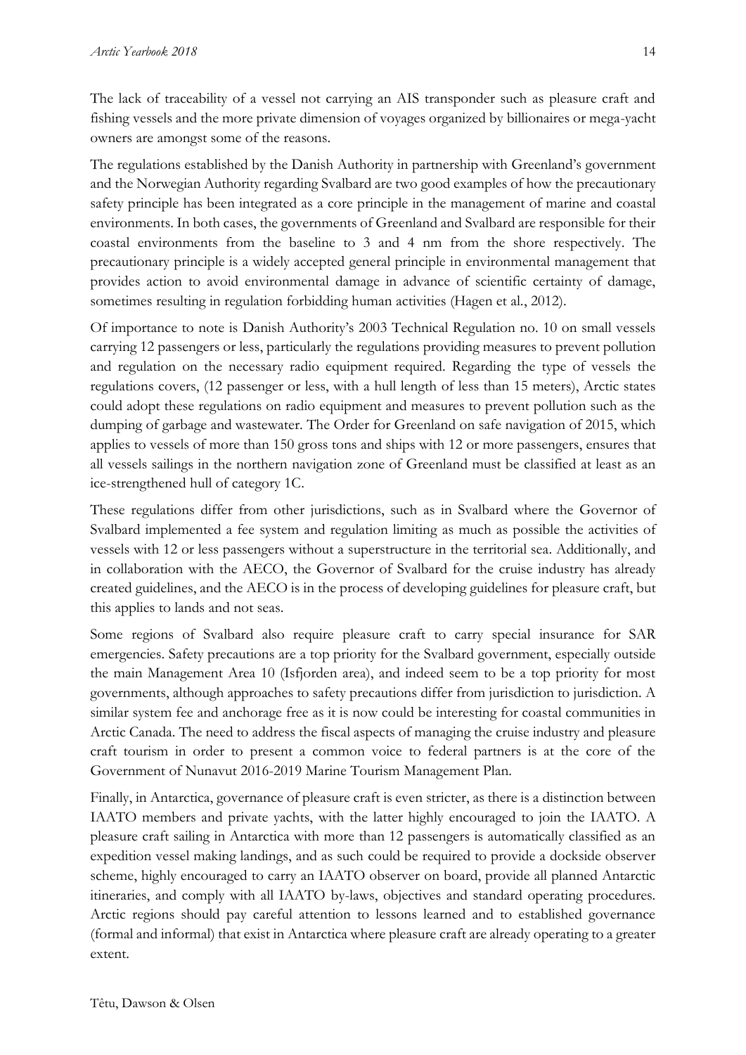The lack of traceability of a vessel not carrying an AIS transponder such as pleasure craft and fishing vessels and the more private dimension of voyages organized by billionaires or mega-yacht owners are amongst some of the reasons.

The regulations established by the Danish Authority in partnership with Greenland's government and the Norwegian Authority regarding Svalbard are two good examples of how the precautionary safety principle has been integrated as a core principle in the management of marine and coastal environments. In both cases, the governments of Greenland and Svalbard are responsible for their coastal environments from the baseline to 3 and 4 nm from the shore respectively. The precautionary principle is a widely accepted general principle in environmental management that provides action to avoid environmental damage in advance of scientific certainty of damage, sometimes resulting in regulation forbidding human activities (Hagen et al., 2012).

Of importance to note is Danish Authority's 2003 Technical Regulation no. 10 on small vessels carrying 12 passengers or less, particularly the regulations providing measures to prevent pollution and regulation on the necessary radio equipment required. Regarding the type of vessels the regulations covers, (12 passenger or less, with a hull length of less than 15 meters), Arctic states could adopt these regulations on radio equipment and measures to prevent pollution such as the dumping of garbage and wastewater. The Order for Greenland on safe navigation of 2015, which applies to vessels of more than 150 gross tons and ships with 12 or more passengers, ensures that all vessels sailings in the northern navigation zone of Greenland must be classified at least as an ice-strengthened hull of category 1C.

These regulations differ from other jurisdictions, such as in Svalbard where the Governor of Svalbard implemented a fee system and regulation limiting as much as possible the activities of vessels with 12 or less passengers without a superstructure in the territorial sea. Additionally, and in collaboration with the AECO, the Governor of Svalbard for the cruise industry has already created guidelines, and the AECO is in the process of developing guidelines for pleasure craft, but this applies to lands and not seas.

Some regions of Svalbard also require pleasure craft to carry special insurance for SAR emergencies. Safety precautions are a top priority for the Svalbard government, especially outside the main Management Area 10 (Isfjorden area), and indeed seem to be a top priority for most governments, although approaches to safety precautions differ from jurisdiction to jurisdiction. A similar system fee and anchorage free as it is now could be interesting for coastal communities in Arctic Canada. The need to address the fiscal aspects of managing the cruise industry and pleasure craft tourism in order to present a common voice to federal partners is at the core of the Government of Nunavut 2016-2019 Marine Tourism Management Plan.

Finally, in Antarctica, governance of pleasure craft is even stricter, as there is a distinction between IAATO members and private yachts, with the latter highly encouraged to join the IAATO. A pleasure craft sailing in Antarctica with more than 12 passengers is automatically classified as an expedition vessel making landings, and as such could be required to provide a dockside observer scheme, highly encouraged to carry an IAATO observer on board, provide all planned Antarctic itineraries, and comply with all IAATO by-laws, objectives and standard operating procedures. Arctic regions should pay careful attention to lessons learned and to established governance (formal and informal) that exist in Antarctica where pleasure craft are already operating to a greater extent.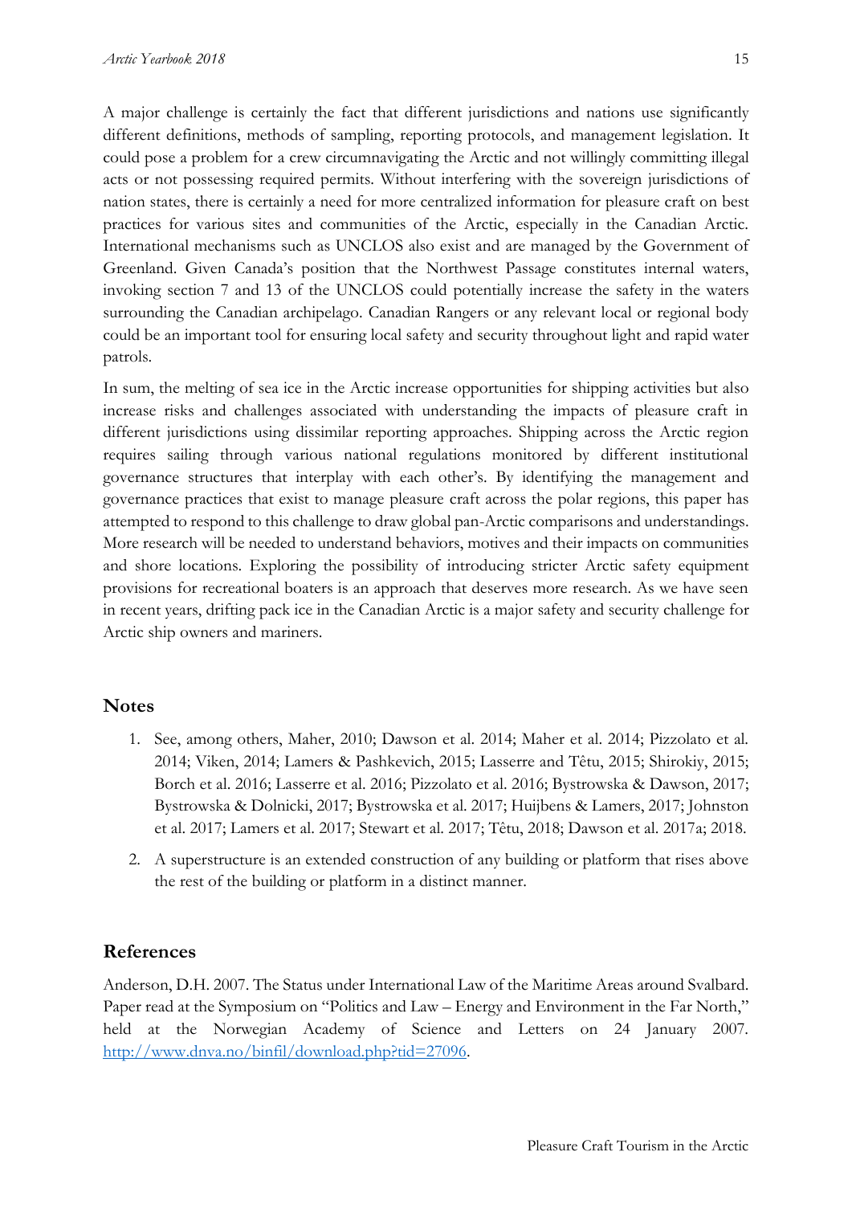A major challenge is certainly the fact that different jurisdictions and nations use significantly different definitions, methods of sampling, reporting protocols, and management legislation. It could pose a problem for a crew circumnavigating the Arctic and not willingly committing illegal acts or not possessing required permits. Without interfering with the sovereign jurisdictions of nation states, there is certainly a need for more centralized information for pleasure craft on best practices for various sites and communities of the Arctic, especially in the Canadian Arctic. International mechanisms such as UNCLOS also exist and are managed by the Government of Greenland. Given Canada's position that the Northwest Passage constitutes internal waters, invoking section 7 and 13 of the UNCLOS could potentially increase the safety in the waters surrounding the Canadian archipelago. Canadian Rangers or any relevant local or regional body could be an important tool for ensuring local safety and security throughout light and rapid water patrols.

In sum, the melting of sea ice in the Arctic increase opportunities for shipping activities but also increase risks and challenges associated with understanding the impacts of pleasure craft in different jurisdictions using dissimilar reporting approaches. Shipping across the Arctic region requires sailing through various national regulations monitored by different institutional governance structures that interplay with each other's. By identifying the management and governance practices that exist to manage pleasure craft across the polar regions, this paper has attempted to respond to this challenge to draw global pan-Arctic comparisons and understandings. More research will be needed to understand behaviors, motives and their impacts on communities and shore locations. Exploring the possibility of introducing stricter Arctic safety equipment provisions for recreational boaters is an approach that deserves more research. As we have seen in recent years, drifting pack ice in the Canadian Arctic is a major safety and security challenge for Arctic ship owners and mariners.

## Notes

1. See, among others, Maher, 2010; Dawson et al. 2014; Maher et al. 2014; Pizzolato et al. 2014; Viken, 2014; Lamers & Pashkevich, 2015; Lasserre and Têtu, 2015; Shirokiy, 2015; Borch et al. 2016; Lasserre et al. 2016; Pizzolato et al. 2016; Bystrowska & Dawson, 2017; Bystrowska & Dolnicki, 2017; Bystrowska et al. 2017; Huijbens & Lamers, 2017; Johnston et al. 2017; Lamers et al. 2017; Stewart et al. 2017; Têtu, 2018; Dawson et al. 2017a; 2018.
2. A superstructure is an extended construction of any building or platform that rises above the rest of the building or platform in a distinct manner.

## References

Anderson, D.H. 2007. The Status under International Law of the Maritime Areas around Svalbard. Paper read at the Symposium on "Politics and Law – Energy and Environment in the Far North," held at the Norwegian Academy of Science and Letters on 24 January 2007. http://www.dnva.no/binfil/download.php?tid=27096.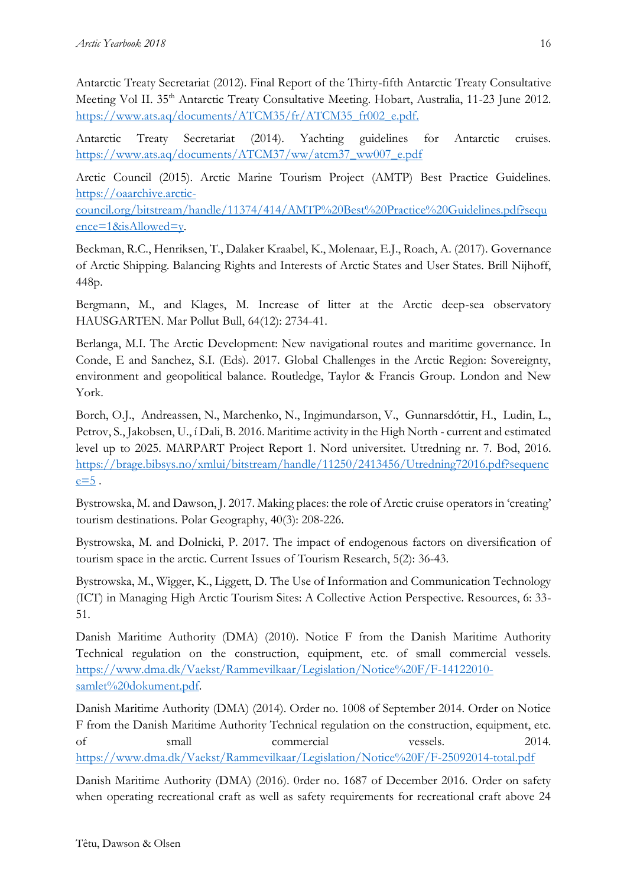Antarctic Treaty Secretariat (2012). Final Report of the Thirty-fifth Antarctic Treaty Consultative Meeting Vol II. 35th Antarctic Treaty Consultative Meeting. Hobart, Australia, 11-23 June 2012. https://www.ats.aq/documents/ATCM35/fr/ATCM35_fr002_e.pdf.

Antarctic Treaty Secretariat (2014). Yachting guidelines for Antarctic cruises. https://www.ats.aq/documents/ATCM37/ww/atcm37_ww007_e.pdf

Arctic Council (2015). Arctic Marine Tourism Project (AMTP) Best Practice Guidelines. https://oaarchive.arctic-council.org/bitstream/handle/11374/414/AMTP%20Best%20Practice%20Guidelines.pdf?sequence=1&isAllowed=y.

Beckman, R.C., Henriksen, T., Dalaker Kraabel, K., Molenaar, E.J., Roach, A. (2017). Governance of Arctic Shipping. Balancing Rights and Interests of Arctic States and User States. Brill Nijhoff, 448p.

Bergmann, M., and Klages, M. Increase of litter at the Arctic deep-sea observatory HAUSGARTEN. Mar Pollut Bull, 64(12): 2734-41.

Berlanga, M.I. The Arctic Development: New navigational routes and maritime governance. In Conde, E and Sanchez, S.I. (Eds). 2017. Global Challenges in the Arctic Region: Sovereignty, environment and geopolitical balance. Routledge, Taylor & Francis Group. London and New York.

Borch, O.J., Andreassen, N., Marchenko, N., Ingimundarson, V., Gunnarsdóttir, H., Ludin, L., Petrov, S., Jakobsen, U., í Dali, B. 2016. Maritime activity in the High North - current and estimated level up to 2025. MARPART Project Report 1. Nord universitet. Utredning nr. 7. Bod, 2016. https://brage.bibsys.no/xmlui/bitstream/handle/11250/2413456/Utredning72016.pdf?sequence=5 .

Bystrowska, M. and Dawson, J. 2017. Making places: the role of Arctic cruise operators in 'creating' tourism destinations. Polar Geography, 40(3): 208-226.

Bystrowska, M. and Dolnicki, P. 2017. The impact of endogenous factors on diversification of tourism space in the arctic. Current Issues of Tourism Research, 5(2): 36-43.

Bystrowska, M., Wigger, K., Liggett, D. The Use of Information and Communication Technology (ICT) in Managing High Arctic Tourism Sites: A Collective Action Perspective. Resources, 6: 33-51.

Danish Maritime Authority (DMA) (2010). Notice F from the Danish Maritime Authority Technical regulation on the construction, equipment, etc. of small commercial vessels. https://www.dma.dk/Vaekst/Rammevilkaar/Legislation/Notice%20F/F-14122010-samlet%20dokument.pdf.

Danish Maritime Authority (DMA) (2014). Order no. 1008 of September 2014. Order on Notice F from the Danish Maritime Authority Technical regulation on the construction, equipment, etc. of small commercial vessels. 2014. https://www.dma.dk/Vaekst/Rammevilkaar/Legislation/Notice%20F/F-25092014-total.pdf

Danish Maritime Authority (DMA) (2016). 0rder no. 1687 of December 2016. Order on safety when operating recreational craft as well as safety requirements for recreational craft above 24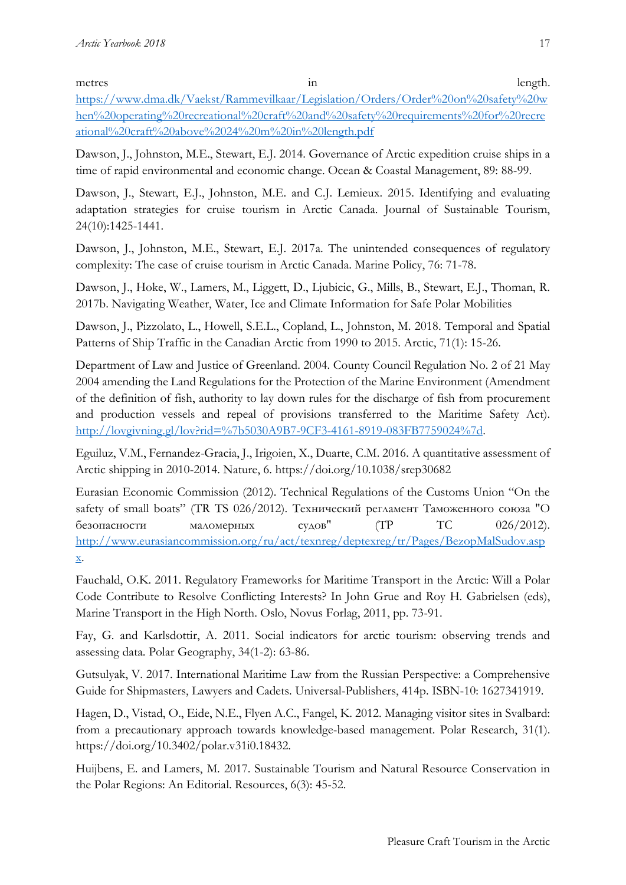metres in length. https://www.dma.dk/Vaekst/Rammevilkaar/Legislation/Orders/Order%20on%20safety%20when%20operating%20recreational%20craft%20and%20safety%20requirements%20for%20recreational%20craft%20above%2024%20m%20in%20length.pdf

Dawson, J., Johnston, M.E., Stewart, E.J. 2014. Governance of Arctic expedition cruise ships in a time of rapid environmental and economic change. Ocean & Coastal Management, 89: 88-99.

Dawson, J., Stewart, E.J., Johnston, M.E. and C.J. Lemieux. 2015. Identifying and evaluating adaptation strategies for cruise tourism in Arctic Canada. Journal of Sustainable Tourism, 24(10):1425-1441.

Dawson, J., Johnston, M.E., Stewart, E.J. 2017a. The unintended consequences of regulatory complexity: The case of cruise tourism in Arctic Canada. Marine Policy, 76: 71-78.

Dawson, J., Hoke, W., Lamers, M., Liggett, D., Ljubicic, G., Mills, B., Stewart, E.J., Thoman, R. 2017b. Navigating Weather, Water, Ice and Climate Information for Safe Polar Mobilities

Dawson, J., Pizzolato, L., Howell, S.E.L., Copland, L., Johnston, M. 2018. Temporal and Spatial Patterns of Ship Traffic in the Canadian Arctic from 1990 to 2015. Arctic, 71(1): 15-26.

Department of Law and Justice of Greenland. 2004. County Council Regulation No. 2 of 21 May 2004 amending the Land Regulations for the Protection of the Marine Environment (Amendment of the definition of fish, authority to lay down rules for the discharge of fish from procurement and production vessels and repeal of provisions transferred to the Maritime Safety Act). http://lovgivning.gl/lov?rid=%7b5030A9B7-9CF3-4161-8919-083FB7759024%7d.

Eguiluz, V.M., Fernandez-Gracia, J., Irigoien, X., Duarte, C.M. 2016. A quantitative assessment of Arctic shipping in 2010-2014. Nature, 6. https://doi.org/10.1038/srep30682

Eurasian Economic Commission (2012). Technical Regulations of the Customs Union "On the safety of small boats" (TR TS 026/2012). Технический регламент Таможенного союза "О безопасности маломерных судов" (ТР ТС 026/2012). http://www.eurasiancommission.org/ru/act/texnreg/deptexreg/tr/Pages/BezopMalSudov.aspx.

Fauchald, O.K. 2011. Regulatory Frameworks for Maritime Transport in the Arctic: Will a Polar Code Contribute to Resolve Conflicting Interests? In John Grue and Roy H. Gabrielsen (eds), Marine Transport in the High North. Oslo, Novus Forlag, 2011, pp. 73-91.

Fay, G. and Karlsdottir, A. 2011. Social indicators for arctic tourism: observing trends and assessing data. Polar Geography, 34(1-2): 63-86.

Gutsulyak, V. 2017. International Maritime Law from the Russian Perspective: a Comprehensive Guide for Shipmasters, Lawyers and Cadets. Universal-Publishers, 414p. ISBN-10: 1627341919.

Hagen, D., Vistad, O., Eide, N.E., Flyen A.C., Fangel, K. 2012. Managing visitor sites in Svalbard: from a precautionary approach towards knowledge-based management. Polar Research, 31(1). https://doi.org/10.3402/polar.v31i0.18432.

Huijbens, E. and Lamers, M. 2017. Sustainable Tourism and Natural Resource Conservation in the Polar Regions: An Editorial. Resources, 6(3): 45-52.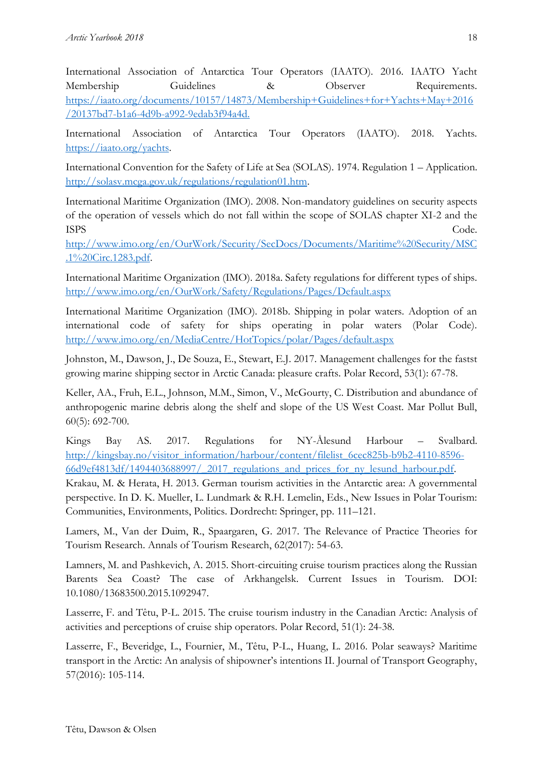International Association of Antarctica Tour Operators (IAATO). 2016. IAATO Yacht Membership Guidelines & Observer Requirements. https://iaato.org/documents/10157/14873/Membership+Guidelines+for+Yachts+May+2016/20137bd7-b1a6-4d9b-a992-9edab3f94a4d.

International Association of Antarctica Tour Operators (IAATO). 2018. Yachts. https://iaato.org/yachts.

International Convention for the Safety of Life at Sea (SOLAS). 1974. Regulation 1 – Application. http://solasv.mcga.gov.uk/regulations/regulation01.htm.

International Maritime Organization (IMO). 2008. Non-mandatory guidelines on security aspects of the operation of vessels which do not fall within the scope of SOLAS chapter XI-2 and the ISPS Code. http://www.imo.org/en/OurWork/Security/SecDocs/Documents/Maritime%20Security/MSC.1%20Circ.1283.pdf.

International Maritime Organization (IMO). 2018a. Safety regulations for different types of ships. http://www.imo.org/en/OurWork/Safety/Regulations/Pages/Default.aspx

International Maritime Organization (IMO). 2018b. Shipping in polar waters. Adoption of an international code of safety for ships operating in polar waters (Polar Code). http://www.imo.org/en/MediaCentre/HotTopics/polar/Pages/default.aspx

Johnston, M., Dawson, J., De Souza, E., Stewart, E.J. 2017. Management challenges for the fastst growing marine shipping sector in Arctic Canada: pleasure crafts. Polar Record, 53(1): 67-78.

Keller, AA., Fruh, E.L., Johnson, M.M., Simon, V., McGourty, C. Distribution and abundance of anthropogenic marine debris along the shelf and slope of the US West Coast. Mar Pollut Bull, 60(5): 692-700.

Kings Bay AS. 2017. Regulations for NY-Ålesund Harbour – Svalbard. http://kingsbay.no/visitor_information/harbour/content/filelist_6cec825b-b9b2-4110-8596-66d9ef4813df/1494403688997/_2017_regulations_and_prices_for_ny_lesund_harbour.pdf.

Krakau, M. & Herata, H. 2013. German tourism activities in the Antarctic area: A governmental perspective. In D. K. Mueller, L. Lundmark & R.H. Lemelin, Eds., New Issues in Polar Tourism: Communities, Environments, Politics. Dordrecht: Springer, pp. 111–121.

Lamers, M., Van der Duim, R., Spaargaren, G. 2017. The Relevance of Practice Theories for Tourism Research. Annals of Tourism Research, 62(2017): 54-63.

Lamners, M. and Pashkevich, A. 2015. Short-circuiting cruise tourism practices along the Russian Barents Sea Coast? The case of Arkhangelsk. Current Issues in Tourism. DOI: 10.1080/13683500.2015.1092947.

Lasserre, F. and Têtu, P-L. 2015. The cruise tourism industry in the Canadian Arctic: Analysis of activities and perceptions of cruise ship operators. Polar Record, 51(1): 24-38.

Lasserre, F., Beveridge, L., Fournier, M., Têtu, P-L., Huang, L. 2016. Polar seaways? Maritime transport in the Arctic: An analysis of shipowner's intentions II. Journal of Transport Geography, 57(2016): 105-114.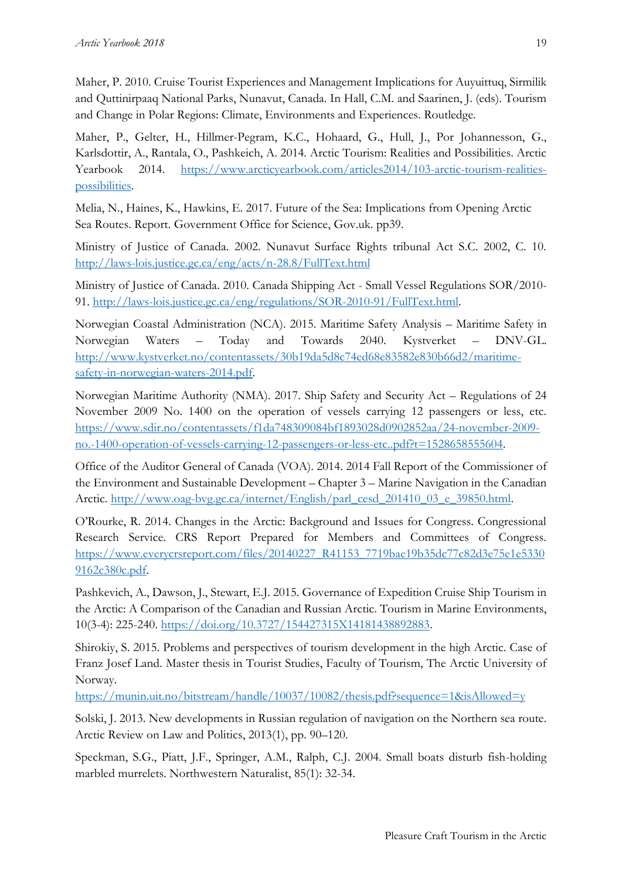Maher, P. 2010. Cruise Tourist Experiences and Management Implications for Auyuittuq, Sirmilik and Quttinirpaaq National Parks, Nunavut, Canada. In Hall, C.M. and Saarinen, J. (eds). Tourism and Change in Polar Regions: Climate, Environments and Experiences. Routledge.

Maher, P., Gelter, H., Hillmer-Pegram, K.C., Hohaard, G., Hull, J., Por Johannesson, G., Karlsdottir, A., Rantala, O., Pashkeich, A. 2014. Arctic Tourism: Realities and Possibilities. Arctic Yearbook 2014. https://www.arcticyearbook.com/articles2014/103-arctic-tourism-realities-possibilities.

Melia, N., Haines, K., Hawkins, E. 2017. Future of the Sea: Implications from Opening Arctic Sea Routes. Report. Government Office for Science, Gov.uk. pp39.

Ministry of Justice of Canada. 2002. Nunavut Surface Rights tribunal Act S.C. 2002, C. 10. http://laws-lois.justice.gc.ca/eng/acts/n-28.8/FullText.html

Ministry of Justice of Canada. 2010. Canada Shipping Act - Small Vessel Regulations SOR/2010-91. http://laws-lois.justice.gc.ca/eng/regulations/SOR-2010-91/FullText.html.

Norwegian Coastal Administration (NCA). 2015. Maritime Safety Analysis – Maritime Safety in Norwegian Waters – Today and Towards 2040. Kystverket – DNV-GL. http://www.kystverket.no/contentassets/30b19da5d8c74ed68e83582e830b66d2/maritime-safety-in-norwegian-waters-2014.pdf.

Norwegian Maritime Authority (NMA). 2017. Ship Safety and Security Act – Regulations of 24 November 2009 No. 1400 on the operation of vessels carrying 12 passengers or less, etc. https://www.sdir.no/contentassets/f1da748309084bf1893028d0902852aa/24-november-2009-no.-1400-operation-of-vessels-carrying-12-passengers-or-less-etc..pdf?t=1528658555604.

Office of the Auditor General of Canada (VOA). 2014. 2014 Fall Report of the Commissioner of the Environment and Sustainable Development – Chapter 3 – Marine Navigation in the Canadian Arctic. http://www.oag-bvg.gc.ca/internet/English/parl_cesd_201410_03_e_39850.html.

O'Rourke, R. 2014. Changes in the Arctic: Background and Issues for Congress. Congressional Research Service. CRS Report Prepared for Members and Committees of Congress. https://www.everycrsreport.com/files/20140227_R41153_7719bae19b35dc77c82d3e75e1e53309162c380c.pdf.

Pashkevich, A., Dawson, J., Stewart, E.J. 2015. Governance of Expedition Cruise Ship Tourism in the Arctic: A Comparison of the Canadian and Russian Arctic. Tourism in Marine Environments, 10(3-4): 225-240. https://doi.org/10.3727/154427315X14181438892883.

Shirokiy, S. 2015. Problems and perspectives of tourism development in the high Arctic. Case of Franz Josef Land. Master thesis in Tourist Studies, Faculty of Tourism, The Arctic University of Norway.
https://munin.uit.no/bitstream/handle/10037/10082/thesis.pdf?sequence=1&isAllowed=y

Solski, J. 2013. New developments in Russian regulation of navigation on the Northern sea route. Arctic Review on Law and Politics, 2013(1), pp. 90–120.

Speckman, S.G., Piatt, J.F., Springer, A.M., Ralph, C.J. 2004. Small boats disturb fish-holding marbled murrelets. Northwestern Naturalist, 85(1): 32-34.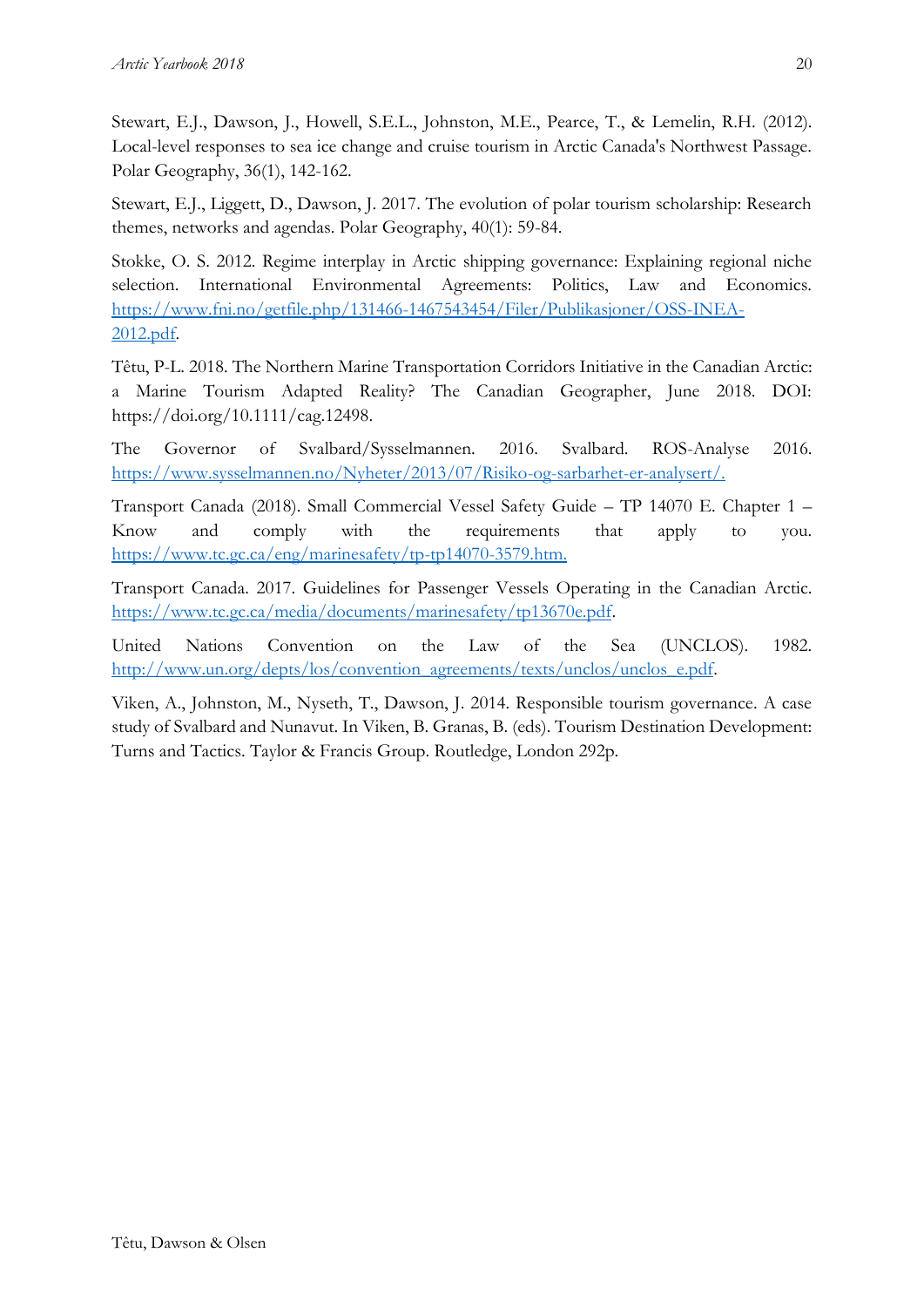Stewart, E.J., Dawson, J., Howell, S.E.L., Johnston, M.E., Pearce, T., & Lemelin, R.H. (2012). Local-level responses to sea ice change and cruise tourism in Arctic Canada's Northwest Passage. Polar Geography, 36(1), 142-162.

Stewart, E.J., Liggett, D., Dawson, J. 2017. The evolution of polar tourism scholarship: Research themes, networks and agendas. Polar Geography, 40(1): 59-84.

Stokke, O. S. 2012. Regime interplay in Arctic shipping governance: Explaining regional niche selection. International Environmental Agreements: Politics, Law and Economics. https://www.fni.no/getfile.php/131466-1467543454/Filer/Publikasjoner/OSS-INEA-2012.pdf.

Têtu, P-L. 2018. The Northern Marine Transportation Corridors Initiative in the Canadian Arctic: a Marine Tourism Adapted Reality? The Canadian Geographer, June 2018. DOI: https://doi.org/10.1111/cag.12498.

The Governor of Svalbard/Sysselmannen. 2016. Svalbard. ROS-Analyse 2016. https://www.sysselmannen.no/Nyheter/2013/07/Risiko-og-sarbarhet-er-analysert/.

Transport Canada (2018). Small Commercial Vessel Safety Guide – TP 14070 E. Chapter 1 – Know and comply with the requirements that apply to you. https://www.tc.gc.ca/eng/marinesafety/tp-tp14070-3579.htm.

Transport Canada. 2017. Guidelines for Passenger Vessels Operating in the Canadian Arctic. https://www.tc.gc.ca/media/documents/marinesafety/tp13670e.pdf.

United Nations Convention on the Law of the Sea (UNCLOS). 1982. http://www.un.org/depts/los/convention_agreements/texts/unclos/unclos_e.pdf.

Viken, A., Johnston, M., Nyseth, T., Dawson, J. 2014. Responsible tourism governance. A case study of Svalbard and Nunavut. In Viken, B. Granas, B. (eds). Tourism Destination Development: Turns and Tactics. Taylor & Francis Group. Routledge, London 292p.